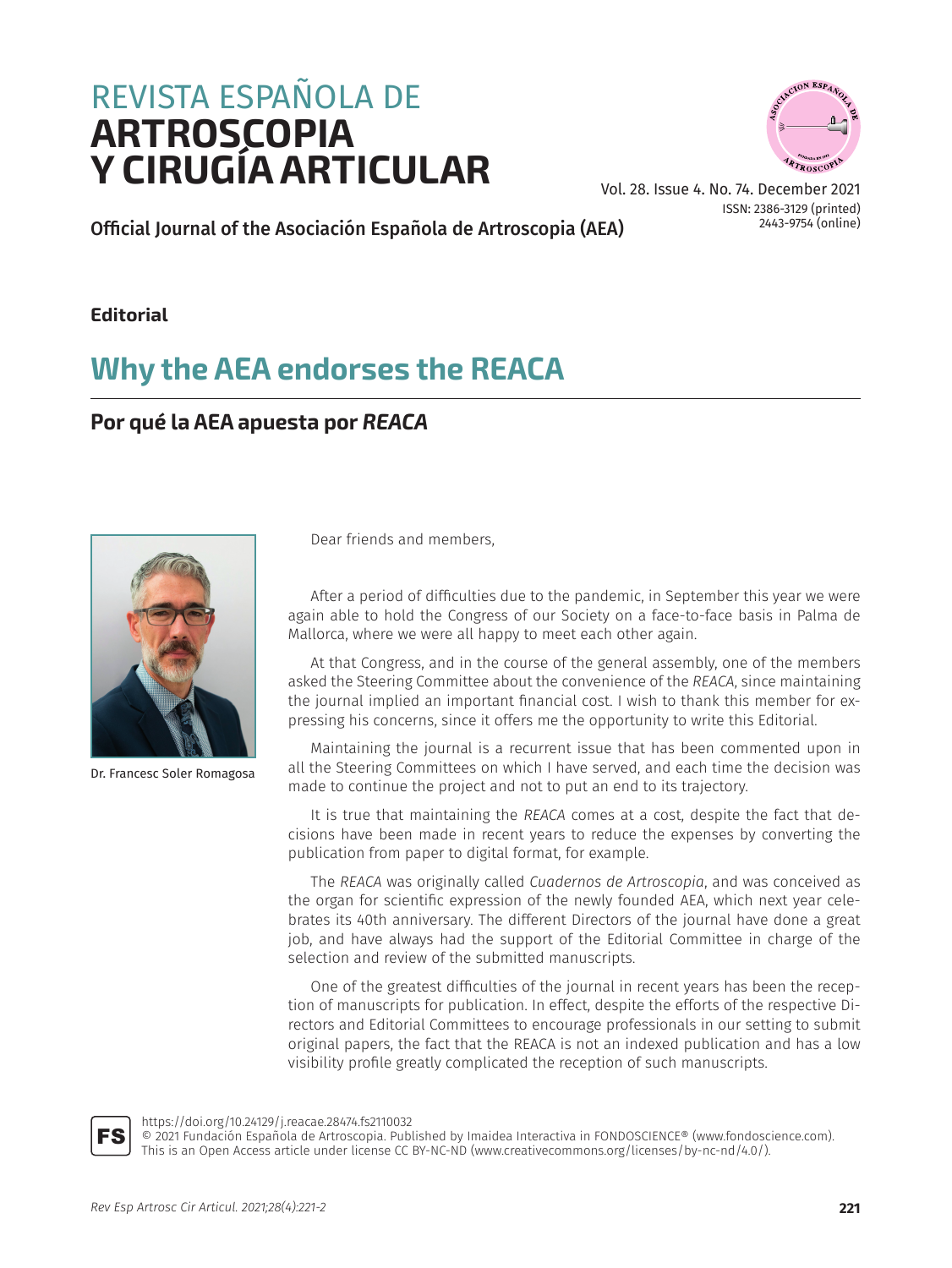# REVISTA ESPAÑOLA DE ARTROSCOPIA Y CIRUGÍA ARTICULAR

Official Journal of the Asociación Española de Artroscopia (AEA)

Vol. 28. Issue 4. No. 74. December 2021
ISSN: 2386-3129 (printed)
2443-9754 (online)

**Editorial**

## Why the AEA endorses the REACA

### Por qué la AEA apuesta por *REACA*

Dr. Francesc Soler Romagosa

Dear friends and members,

After a period of difficulties due to the pandemic, in September this year we were again able to hold the Congress of our Society on a face-to-face basis in Palma de Mallorca, where we were all happy to meet each other again.

At that Congress, and in the course of the general assembly, one of the members asked the Steering Committee about the convenience of the *REACA*, since maintaining the journal implied an important financial cost. I wish to thank this member for expressing his concerns, since it offers me the opportunity to write this Editorial.

Maintaining the journal is a recurrent issue that has been commented upon in all the Steering Committees on which I have served, and each time the decision was made to continue the project and not to put an end to its trajectory.

It is true that maintaining the *REACA* comes at a cost, despite the fact that decisions have been made in recent years to reduce the expenses by converting the publication from paper to digital format, for example.

The *REACA* was originally called *Cuadernos de Artroscopia*, and was conceived as the organ for scientific expression of the newly founded AEA, which next year celebrates its 40th anniversary. The different Directors of the journal have done a great job, and have always had the support of the Editorial Committee in charge of the selection and review of the submitted manuscripts.

One of the greatest difficulties of the journal in recent years has been the reception of manuscripts for publication. In effect, despite the efforts of the respective Directors and Editorial Committees to encourage professionals in our setting to submit original papers, the fact that the REACA is not an indexed publication and has a low visibility profile greatly complicated the reception of such manuscripts.

https://doi.org/10.24129/j.reacae.28474.fs2110032
© 2021 Fundación Española de Artroscopia. Published by Imaidea Interactiva in FONDOSCIENCE® (www.fondoscience.com).
This is an Open Access article under license CC BY-NC-ND (www.creativecommons.org/licenses/by-nc-nd/4.0/).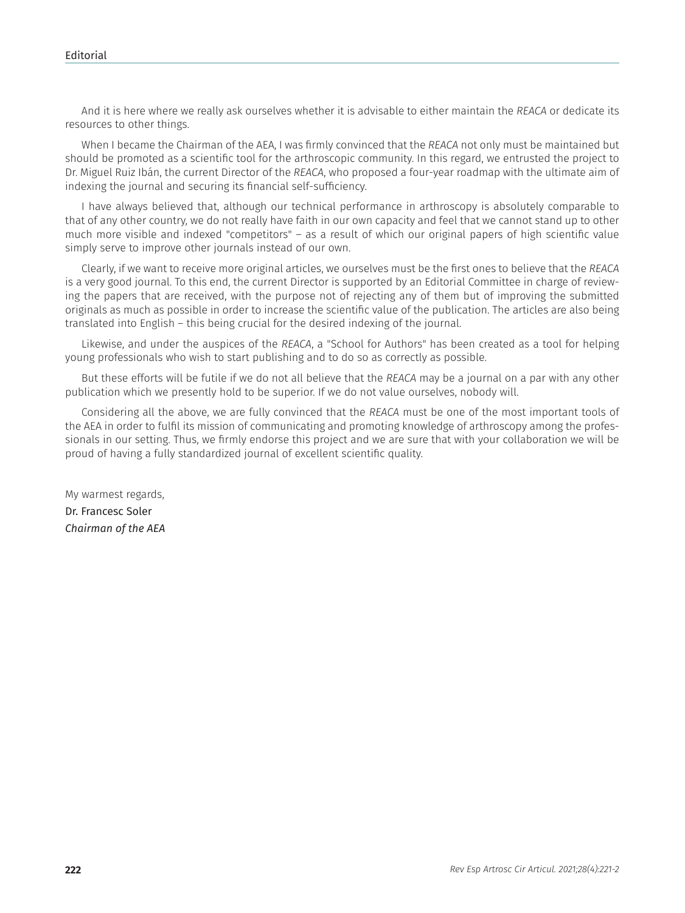And it is here where we really ask ourselves whether it is advisable to either maintain the *REACA* or dedicate its resources to other things.

When I became the Chairman of the AEA, I was firmly convinced that the *REACA* not only must be maintained but should be promoted as a scientific tool for the arthroscopic community. In this regard, we entrusted the project to Dr. Miguel Ruiz Ibán, the current Director of the *REACA*, who proposed a four-year roadmap with the ultimate aim of indexing the journal and securing its financial self-sufficiency.

I have always believed that, although our technical performance in arthroscopy is absolutely comparable to that of any other country, we do not really have faith in our own capacity and feel that we cannot stand up to other much more visible and indexed "competitors" – as a result of which our original papers of high scientific value simply serve to improve other journals instead of our own.

Clearly, if we want to receive more original articles, we ourselves must be the first ones to believe that the *REACA* is a very good journal. To this end, the current Director is supported by an Editorial Committee in charge of reviewing the papers that are received, with the purpose not of rejecting any of them but of improving the submitted originals as much as possible in order to increase the scientific value of the publication. The articles are also being translated into English – this being crucial for the desired indexing of the journal.

Likewise, and under the auspices of the *REACA*, a "School for Authors" has been created as a tool for helping young professionals who wish to start publishing and to do so as correctly as possible.

But these efforts will be futile if we do not all believe that the *REACA* may be a journal on a par with any other publication which we presently hold to be superior. If we do not value ourselves, nobody will.

Considering all the above, we are fully convinced that the *REACA* must be one of the most important tools of the AEA in order to fulfil its mission of communicating and promoting knowledge of arthroscopy among the professionals in our setting. Thus, we firmly endorse this project and we are sure that with your collaboration we will be proud of having a fully standardized journal of excellent scientific quality.

My warmest regards,
Dr. Francesc Soler
*Chairman of the AEA*